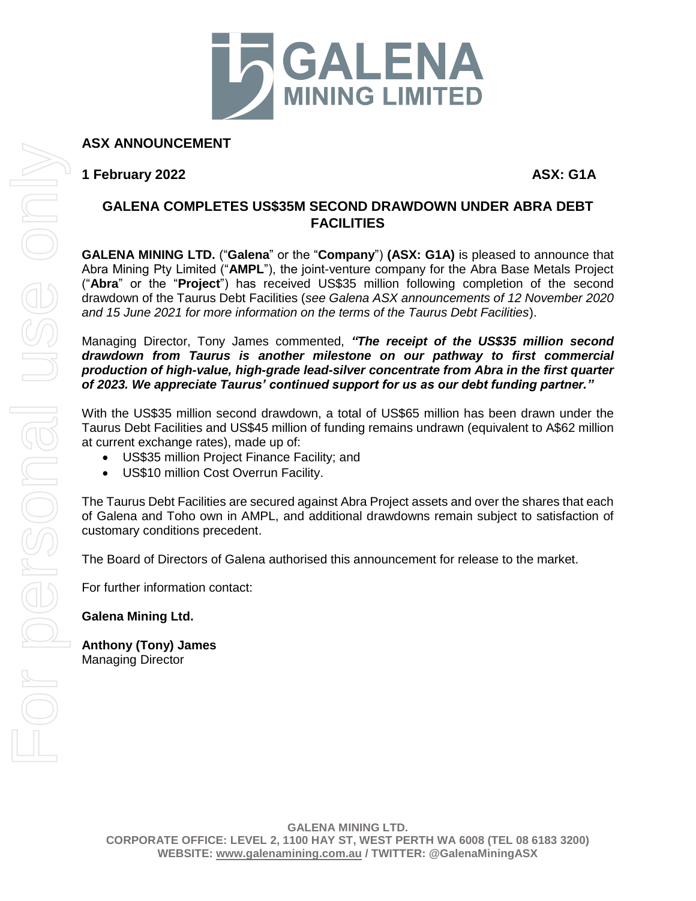**ASX ANNOUNCEMENT**

**1 February 2022** **ASX: G1A**

## GALENA COMPLETES US$35M SECOND DRAWDOWN UNDER ABRA DEBT FACILITIES

**GALENA MINING LTD.** ("**Galena**" or the "**Company**") **(ASX: G1A)** is pleased to announce that Abra Mining Pty Limited ("**AMPL**"), the joint-venture company for the Abra Base Metals Project ("**Abra**" or the "**Project**") has received US$35 million following completion of the second drawdown of the Taurus Debt Facilities (*see Galena ASX announcements of 12 November 2020 and 15 June 2021 for more information on the terms of the Taurus Debt Facilities*).

Managing Director, Tony James commented, ***"The receipt of the US$35 million second drawdown from Taurus is another milestone on our pathway to first commercial production of high-value, high-grade lead-silver concentrate from Abra in the first quarter of 2023. We appreciate Taurus' continued support for us as our debt funding partner."***

With the US$35 million second drawdown, a total of US$65 million has been drawn under the Taurus Debt Facilities and US$45 million of funding remains undrawn (equivalent to A$62 million at current exchange rates), made up of:

- US$35 million Project Finance Facility; and
- US$10 million Cost Overrun Facility.

The Taurus Debt Facilities are secured against Abra Project assets and over the shares that each of Galena and Toho own in AMPL, and additional drawdowns remain subject to satisfaction of customary conditions precedent.

The Board of Directors of Galena authorised this announcement for release to the market.

For further information contact:

**Galena Mining Ltd.**

**Anthony (Tony) James**
Managing Director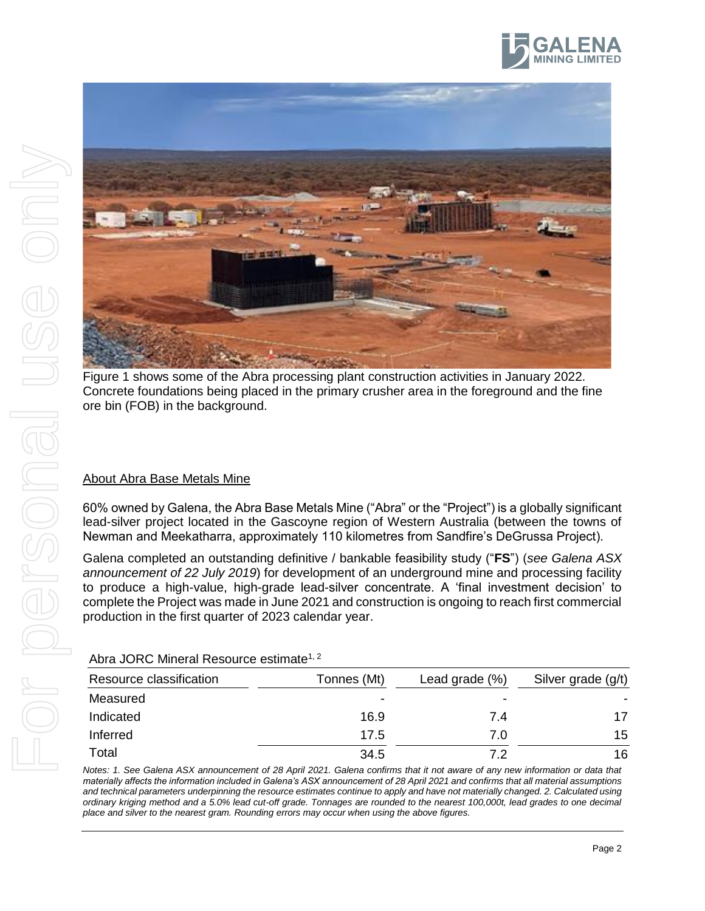Figure 1 shows some of the Abra processing plant construction activities in January 2022. Concrete foundations being placed in the primary crusher area in the foreground and the fine ore bin (FOB) in the background.

## About Abra Base Metals Mine

60% owned by Galena, the Abra Base Metals Mine ("Abra" or the "Project") is a globally significant lead-silver project located in the Gascoyne region of Western Australia (between the towns of Newman and Meekatharra, approximately 110 kilometres from Sandfire's DeGrussa Project).

Galena completed an outstanding definitive / bankable feasibility study ("**FS**") (*see Galena ASX announcement of 22 July 2019*) for development of an underground mine and processing facility to produce a high-value, high-grade lead-silver concentrate. A 'final investment decision' to complete the Project was made in June 2021 and construction is ongoing to reach first commercial production in the first quarter of 2023 calendar year.

Abra JORC Mineral Resource estimate[1, 2]

| Resource classification | Tonnes (Mt) | Lead grade (%) | Silver grade (g/t) |
|---|---|---|---|
| Measured | - | - | - |
| Indicated | 16.9 | 7.4 | 17 |
| Inferred | 17.5 | 7.0 | 15 |
| Total | 34.5 | 7.2 | 16 |

*Notes: 1. See Galena ASX announcement of 28 April 2021. Galena confirms that it not aware of any new information or data that materially affects the information included in Galena's ASX announcement of 28 April 2021 and confirms that all material assumptions and technical parameters underpinning the resource estimates continue to apply and have not materially changed. 2. Calculated using ordinary kriging method and a 5.0% lead cut-off grade. Tonnages are rounded to the nearest 100,000t, lead grades to one decimal place and silver to the nearest gram. Rounding errors may occur when using the above figures.*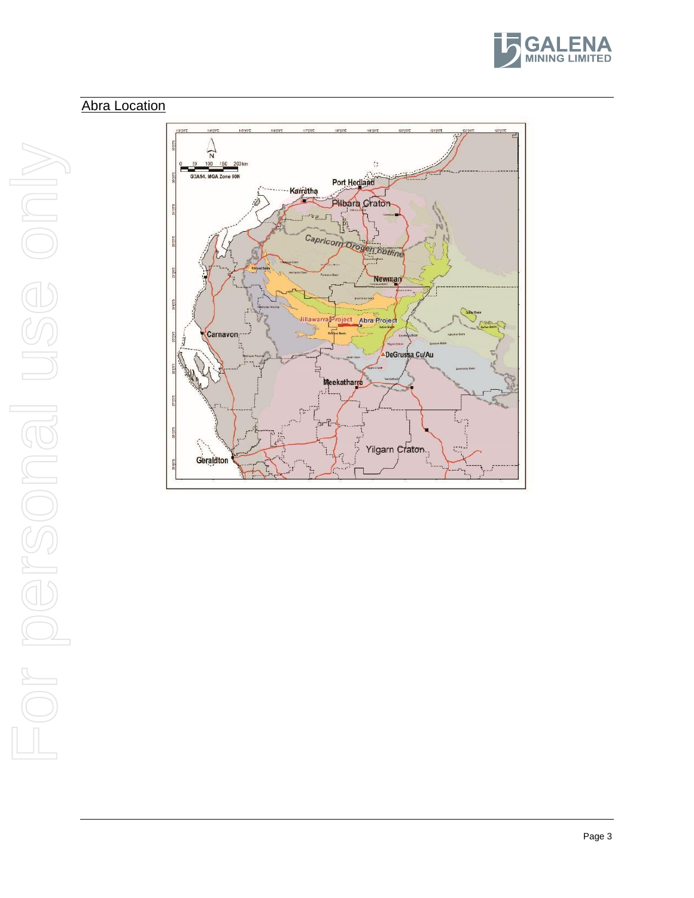## Abra Location

N

0 50 100 150 200 km

GDA94, MGA Zone 50N

Port Hedland

Karratha

Pilbara Craton

Capricorn Orogen outline

Newman

Jillawarra Project

Abra Project

Carnavon

DeGrussa Cu/Au

Meekatharra

Yilgarn Craton

Geraldton